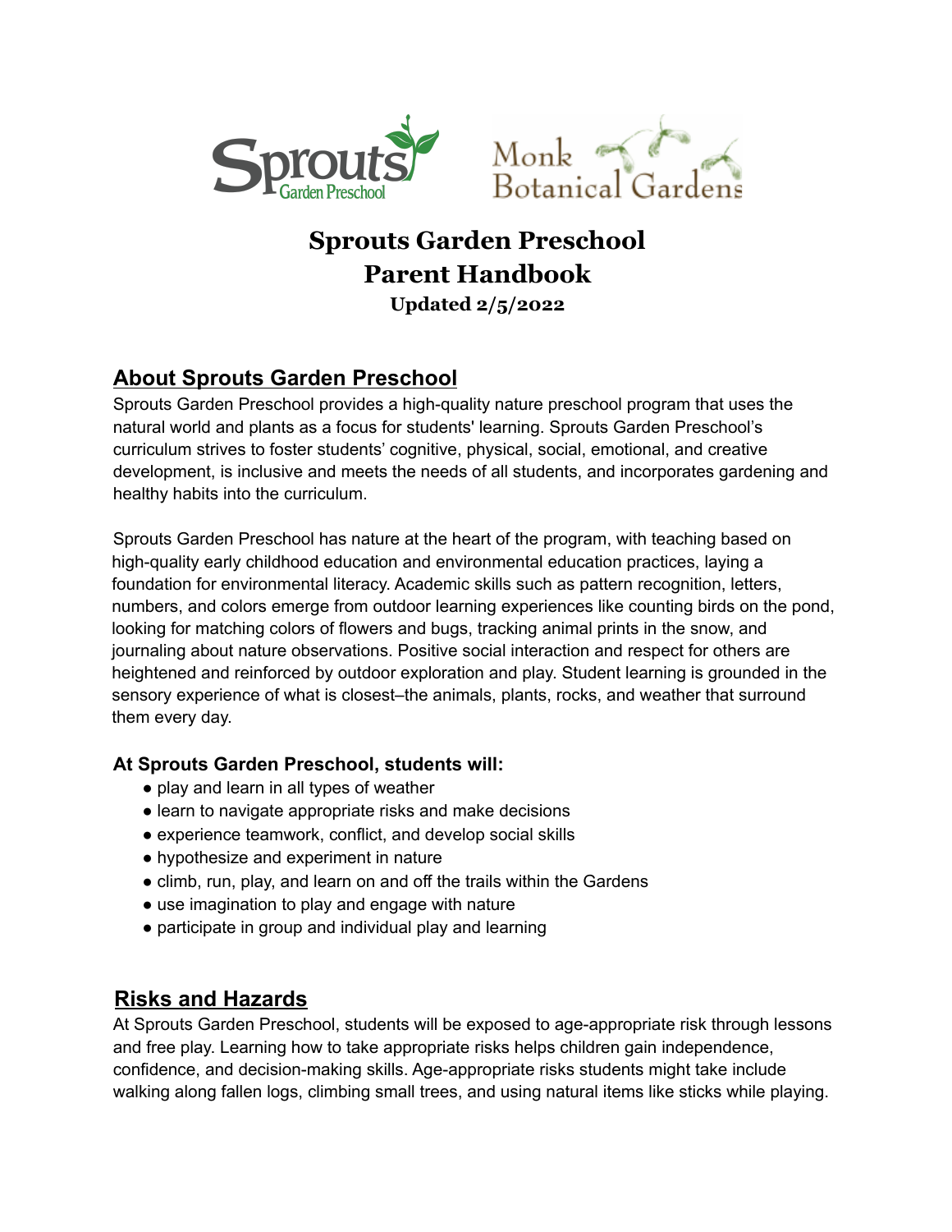# Sprouts Garden Preschool
# Parent Handbook
**Updated 2/5/2022**

## About Sprouts Garden Preschool

Sprouts Garden Preschool provides a high-quality nature preschool program that uses the natural world and plants as a focus for students' learning. Sprouts Garden Preschool's curriculum strives to foster students' cognitive, physical, social, emotional, and creative development, is inclusive and meets the needs of all students, and incorporates gardening and healthy habits into the curriculum.

Sprouts Garden Preschool has nature at the heart of the program, with teaching based on high-quality early childhood education and environmental education practices, laying a foundation for environmental literacy. Academic skills such as pattern recognition, letters, numbers, and colors emerge from outdoor learning experiences like counting birds on the pond, looking for matching colors of flowers and bugs, tracking animal prints in the snow, and journaling about nature observations. Positive social interaction and respect for others are heightened and reinforced by outdoor exploration and play. Student learning is grounded in the sensory experience of what is closest–the animals, plants, rocks, and weather that surround them every day.

### At Sprouts Garden Preschool, students will:

- play and learn in all types of weather
- learn to navigate appropriate risks and make decisions
- experience teamwork, conflict, and develop social skills
- hypothesize and experiment in nature
- climb, run, play, and learn on and off the trails within the Gardens
- use imagination to play and engage with nature
- participate in group and individual play and learning

## Risks and Hazards

At Sprouts Garden Preschool, students will be exposed to age-appropriate risk through lessons and free play. Learning how to take appropriate risks helps children gain independence, confidence, and decision-making skills. Age-appropriate risks students might take include walking along fallen logs, climbing small trees, and using natural items like sticks while playing.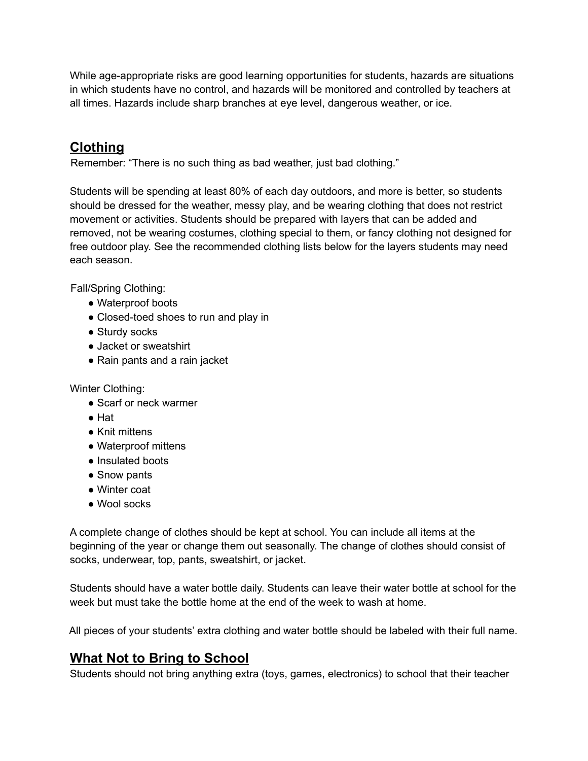While age-appropriate risks are good learning opportunities for students, hazards are situations in which students have no control, and hazards will be monitored and controlled by teachers at all times. Hazards include sharp branches at eye level, dangerous weather, or ice.

## Clothing

Remember: "There is no such thing as bad weather, just bad clothing."

Students will be spending at least 80% of each day outdoors, and more is better, so students should be dressed for the weather, messy play, and be wearing clothing that does not restrict movement or activities. Students should be prepared with layers that can be added and removed, not be wearing costumes, clothing special to them, or fancy clothing not designed for free outdoor play. See the recommended clothing lists below for the layers students may need each season.

Fall/Spring Clothing:

- Waterproof boots
- Closed-toed shoes to run and play in
- Sturdy socks
- Jacket or sweatshirt
- Rain pants and a rain jacket

Winter Clothing:

- Scarf or neck warmer
- Hat
- Knit mittens
- Waterproof mittens
- Insulated boots
- Snow pants
- Winter coat
- Wool socks

A complete change of clothes should be kept at school. You can include all items at the beginning of the year or change them out seasonally. The change of clothes should consist of socks, underwear, top, pants, sweatshirt, or jacket.

Students should have a water bottle daily. Students can leave their water bottle at school for the week but must take the bottle home at the end of the week to wash at home.

All pieces of your students' extra clothing and water bottle should be labeled with their full name.

## What Not to Bring to School

Students should not bring anything extra (toys, games, electronics) to school that their teacher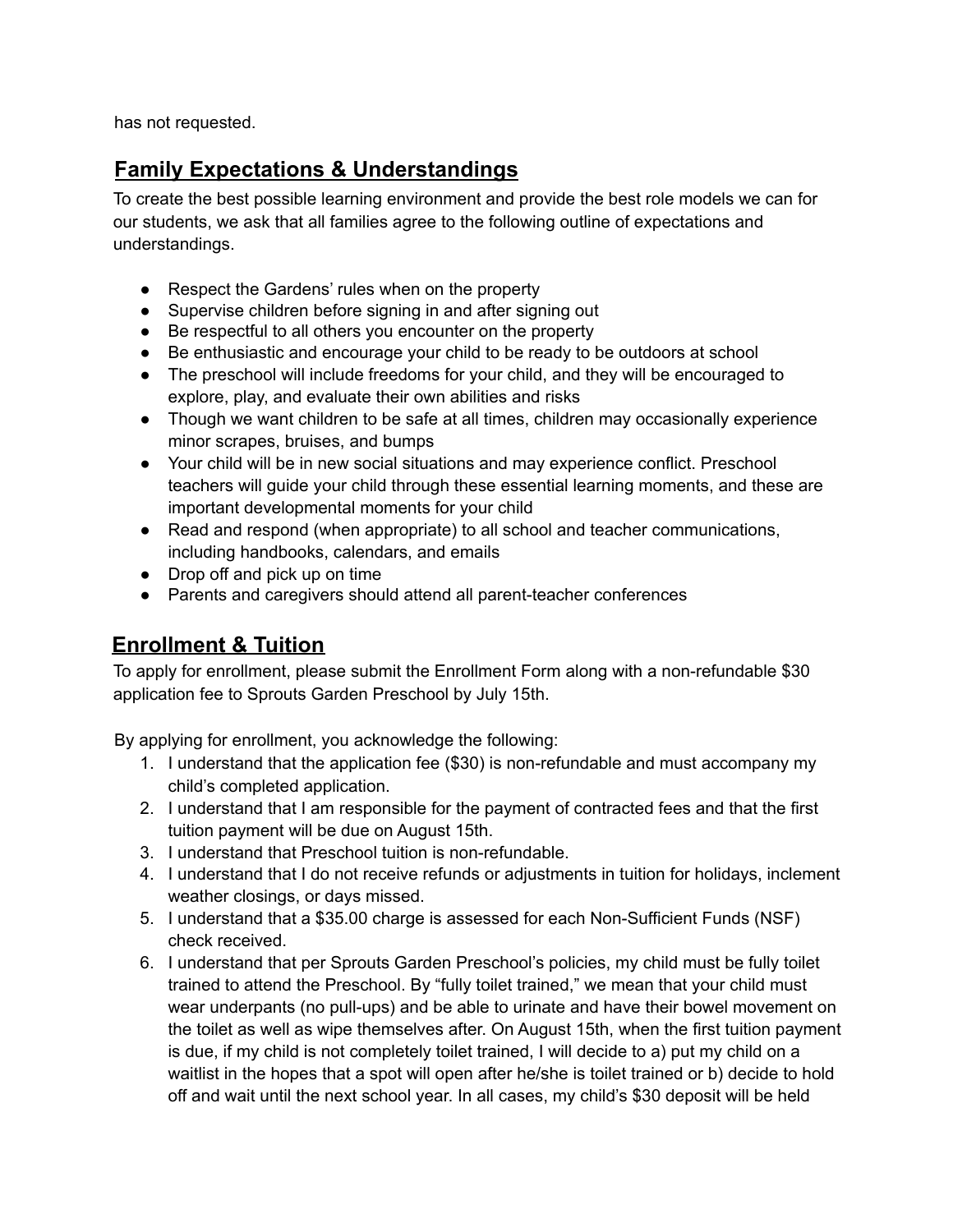has not requested.

## Family Expectations & Understandings

To create the best possible learning environment and provide the best role models we can for our students, we ask that all families agree to the following outline of expectations and understandings.

- Respect the Gardens' rules when on the property
- Supervise children before signing in and after signing out
- Be respectful to all others you encounter on the property
- Be enthusiastic and encourage your child to be ready to be outdoors at school
- The preschool will include freedoms for your child, and they will be encouraged to explore, play, and evaluate their own abilities and risks
- Though we want children to be safe at all times, children may occasionally experience minor scrapes, bruises, and bumps
- Your child will be in new social situations and may experience conflict. Preschool teachers will guide your child through these essential learning moments, and these are important developmental moments for your child
- Read and respond (when appropriate) to all school and teacher communications, including handbooks, calendars, and emails
- Drop off and pick up on time
- Parents and caregivers should attend all parent-teacher conferences

## Enrollment & Tuition

To apply for enrollment, please submit the Enrollment Form along with a non-refundable $30 application fee to Sprouts Garden Preschool by July 15th.

By applying for enrollment, you acknowledge the following:

1. I understand that the application fee ($30) is non-refundable and must accompany my child's completed application.
2. I understand that I am responsible for the payment of contracted fees and that the first tuition payment will be due on August 15th.
3. I understand that Preschool tuition is non-refundable.
4. I understand that I do not receive refunds or adjustments in tuition for holidays, inclement weather closings, or days missed.
5. I understand that a $35.00 charge is assessed for each Non-Sufficient Funds (NSF) check received.
6. I understand that per Sprouts Garden Preschool's policies, my child must be fully toilet trained to attend the Preschool. By "fully toilet trained," we mean that your child must wear underpants (no pull-ups) and be able to urinate and have their bowel movement on the toilet as well as wipe themselves after. On August 15th, when the first tuition payment is due, if my child is not completely toilet trained, I will decide to a) put my child on a waitlist in the hopes that a spot will open after he/she is toilet trained or b) decide to hold off and wait until the next school year. In all cases, my child's $30 deposit will be held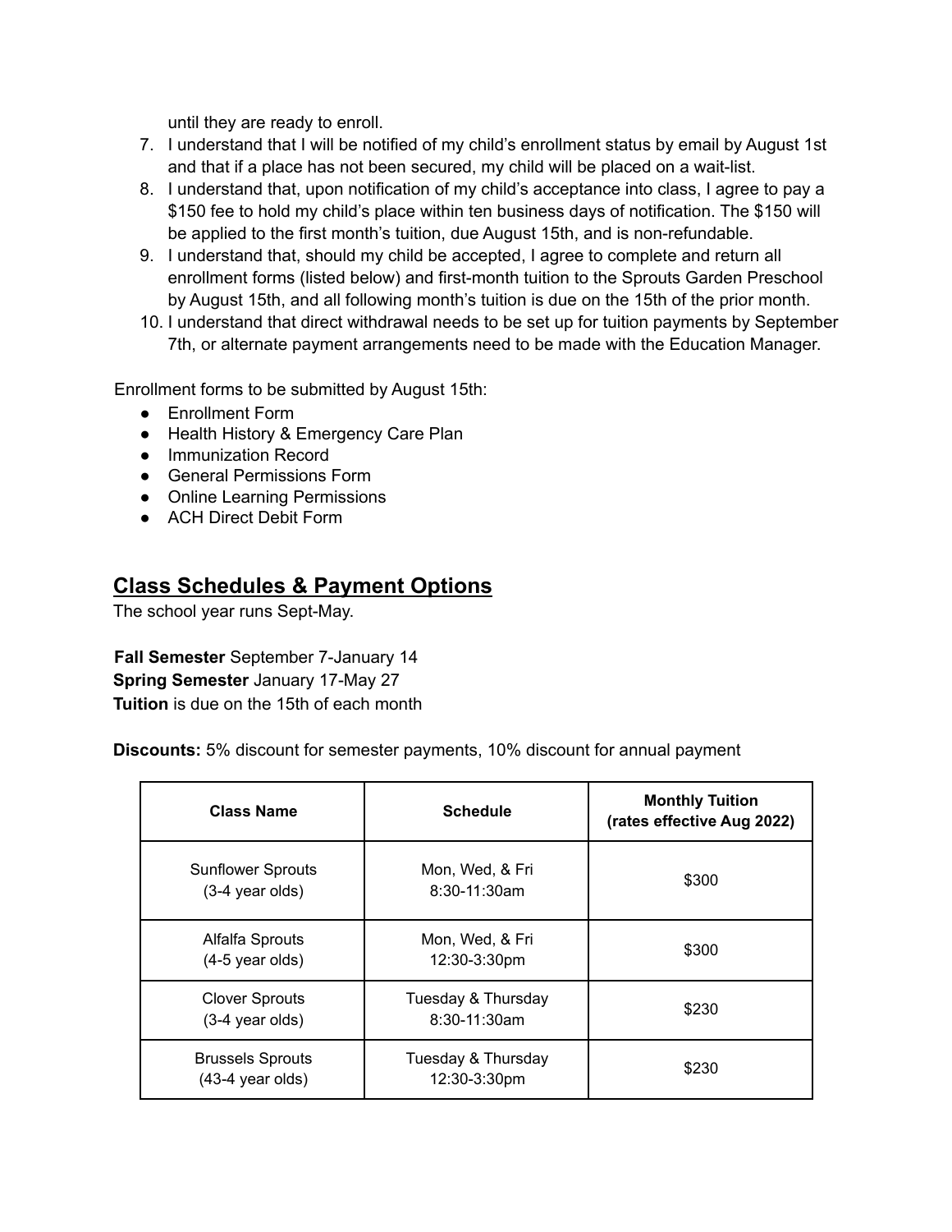until they are ready to enroll.

7. I understand that I will be notified of my child's enrollment status by email by August 1st and that if a place has not been secured, my child will be placed on a wait-list.
8. I understand that, upon notification of my child's acceptance into class, I agree to pay a $150 fee to hold my child's place within ten business days of notification. The $150 will be applied to the first month's tuition, due August 15th, and is non-refundable.
9. I understand that, should my child be accepted, I agree to complete and return all enrollment forms (listed below) and first-month tuition to the Sprouts Garden Preschool by August 15th, and all following month's tuition is due on the 15th of the prior month.
10. I understand that direct withdrawal needs to be set up for tuition payments by September 7th, or alternate payment arrangements need to be made with the Education Manager.

Enrollment forms to be submitted by August 15th:

- Enrollment Form
- Health History & Emergency Care Plan
- Immunization Record
- General Permissions Form
- Online Learning Permissions
- ACH Direct Debit Form

## Class Schedules & Payment Options

The school year runs Sept-May.

**Fall Semester** September 7-January 14
**Spring Semester** January 17-May 27
**Tuition** is due on the 15th of each month

**Discounts:** 5% discount for semester payments, 10% discount for annual payment

| Class Name | Schedule | Monthly Tuition (rates effective Aug 2022) |
|---|---|---|
| Sunflower Sprouts (3-4 year olds) | Mon, Wed, & Fri 8:30-11:30am | $300 |
| Alfalfa Sprouts (4-5 year olds) | Mon, Wed, & Fri 12:30-3:30pm | $300 |
| Clover Sprouts (3-4 year olds) | Tuesday & Thursday 8:30-11:30am | $230 |
| Brussels Sprouts (43-4 year olds) | Tuesday & Thursday 12:30-3:30pm | $230 |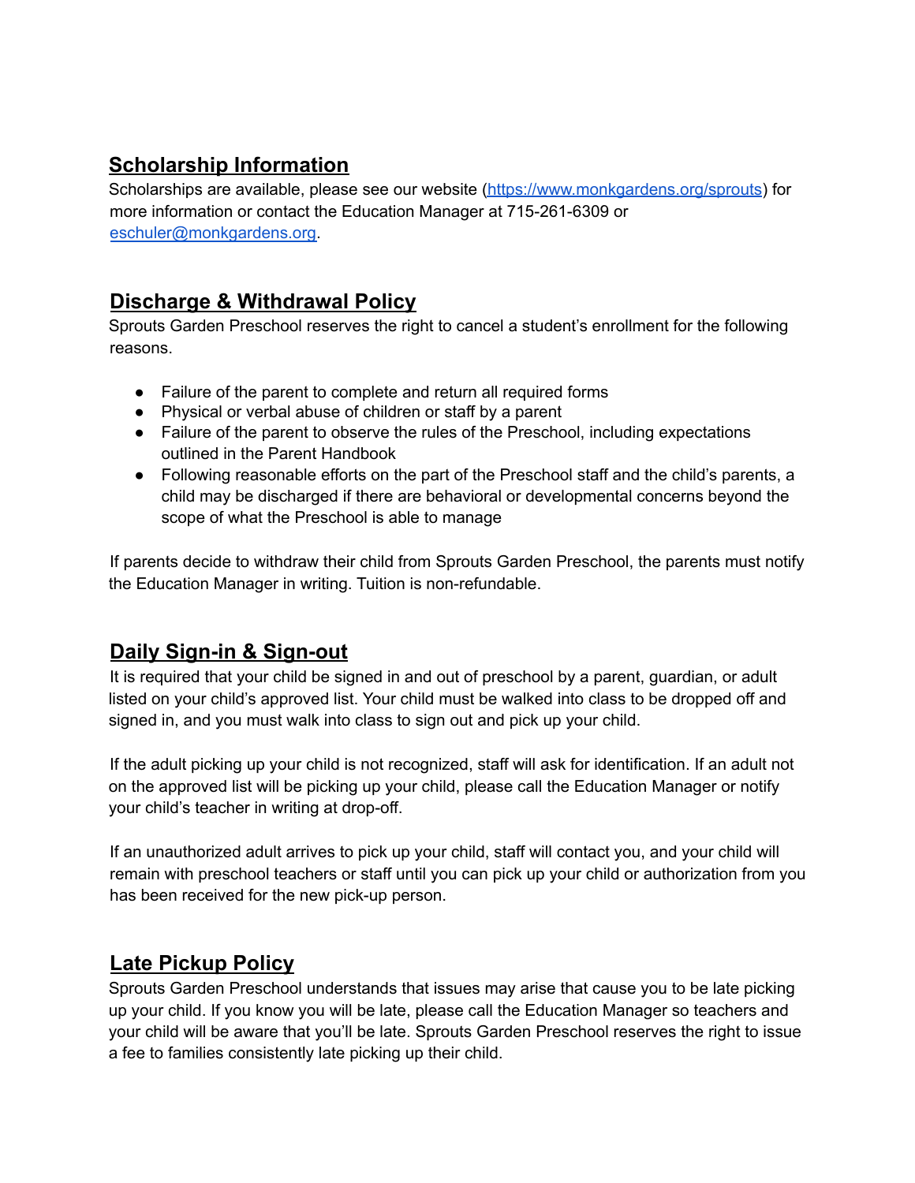## Scholarship Information

Scholarships are available, please see our website ([https://www.monkgardens.org/sprouts](https://www.monkgardens.org/sprouts)) for more information or contact the Education Manager at 715-261-6309 or [eschuler@monkgardens.org](mailto:eschuler@monkgardens.org).

## Discharge & Withdrawal Policy

Sprouts Garden Preschool reserves the right to cancel a student's enrollment for the following reasons.

- Failure of the parent to complete and return all required forms
- Physical or verbal abuse of children or staff by a parent
- Failure of the parent to observe the rules of the Preschool, including expectations outlined in the Parent Handbook
- Following reasonable efforts on the part of the Preschool staff and the child's parents, a child may be discharged if there are behavioral or developmental concerns beyond the scope of what the Preschool is able to manage

If parents decide to withdraw their child from Sprouts Garden Preschool, the parents must notify the Education Manager in writing. Tuition is non-refundable.

## Daily Sign-in & Sign-out

It is required that your child be signed in and out of preschool by a parent, guardian, or adult listed on your child's approved list. Your child must be walked into class to be dropped off and signed in, and you must walk into class to sign out and pick up your child.

If the adult picking up your child is not recognized, staff will ask for identification. If an adult not on the approved list will be picking up your child, please call the Education Manager or notify your child's teacher in writing at drop-off.

If an unauthorized adult arrives to pick up your child, staff will contact you, and your child will remain with preschool teachers or staff until you can pick up your child or authorization from you has been received for the new pick-up person.

## Late Pickup Policy

Sprouts Garden Preschool understands that issues may arise that cause you to be late picking up your child. If you know you will be late, please call the Education Manager so teachers and your child will be aware that you'll be late. Sprouts Garden Preschool reserves the right to issue a fee to families consistently late picking up their child.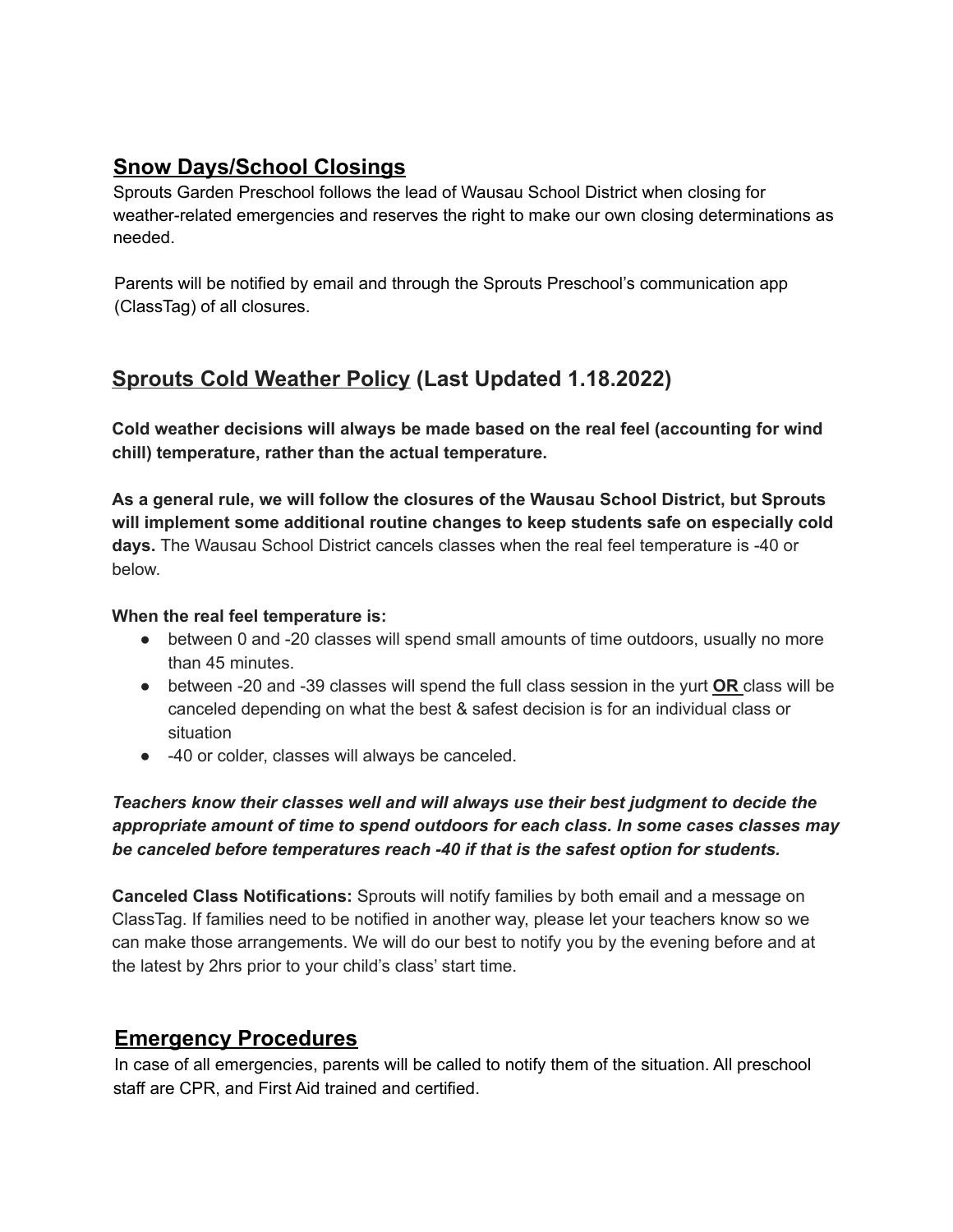## <u>Snow Days/School Closings</u>

Sprouts Garden Preschool follows the lead of Wausau School District when closing for weather-related emergencies and reserves the right to make our own closing determinations as needed.

Parents will be notified by email and through the Sprouts Preschool's communication app (ClassTag) of all closures.

## <u>Sprouts Cold Weather Policy</u> (Last Updated 1.18.2022)

**Cold weather decisions will always be made based on the real feel (accounting for wind chill) temperature, rather than the actual temperature.**

**As a general rule, we will follow the closures of the Wausau School District, but Sprouts will implement some additional routine changes to keep students safe on especially cold days.** The Wausau School District cancels classes when the real feel temperature is -40 or below.

**When the real feel temperature is:**

- between 0 and -20 classes will spend small amounts of time outdoors, usually no more than 45 minutes.
- between -20 and -39 classes will spend the full class session in the yurt **<u>OR</u>** class will be canceled depending on what the best & safest decision is for an individual class or situation
- -40 or colder, classes will always be canceled.

***Teachers know their classes well and will always use their best judgment to decide the appropriate amount of time to spend outdoors for each class. In some cases classes may be canceled before temperatures reach -40 if that is the safest option for students.***

**Canceled Class Notifications:** Sprouts will notify families by both email and a message on ClassTag. If families need to be notified in another way, please let your teachers know so we can make those arrangements. We will do our best to notify you by the evening before and at the latest by 2hrs prior to your child's class' start time.

## <u>Emergency Procedures</u>

In case of all emergencies, parents will be called to notify them of the situation. All preschool staff are CPR, and First Aid trained and certified.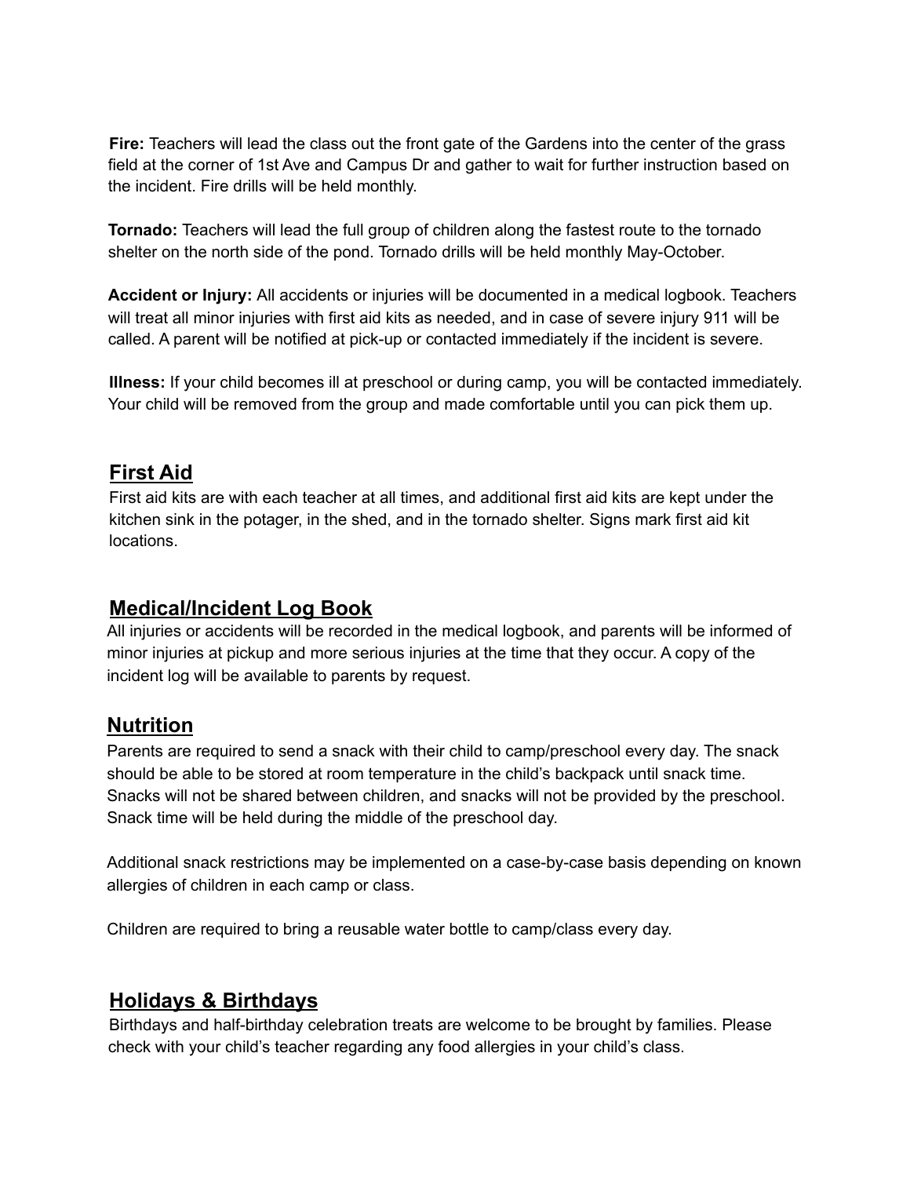**Fire:** Teachers will lead the class out the front gate of the Gardens into the center of the grass field at the corner of 1st Ave and Campus Dr and gather to wait for further instruction based on the incident. Fire drills will be held monthly.

**Tornado:** Teachers will lead the full group of children along the fastest route to the tornado shelter on the north side of the pond. Tornado drills will be held monthly May-October.

**Accident or Injury:** All accidents or injuries will be documented in a medical logbook. Teachers will treat all minor injuries with first aid kits as needed, and in case of severe injury 911 will be called. A parent will be notified at pick-up or contacted immediately if the incident is severe.

**Illness:** If your child becomes ill at preschool or during camp, you will be contacted immediately. Your child will be removed from the group and made comfortable until you can pick them up.

## First Aid

First aid kits are with each teacher at all times, and additional first aid kits are kept under the kitchen sink in the potager, in the shed, and in the tornado shelter. Signs mark first aid kit locations.

## Medical/Incident Log Book

All injuries or accidents will be recorded in the medical logbook, and parents will be informed of minor injuries at pickup and more serious injuries at the time that they occur. A copy of the incident log will be available to parents by request.

## Nutrition

Parents are required to send a snack with their child to camp/preschool every day. The snack should be able to be stored at room temperature in the child's backpack until snack time. Snacks will not be shared between children, and snacks will not be provided by the preschool. Snack time will be held during the middle of the preschool day.

Additional snack restrictions may be implemented on a case-by-case basis depending on known allergies of children in each camp or class.

Children are required to bring a reusable water bottle to camp/class every day.

## Holidays & Birthdays

Birthdays and half-birthday celebration treats are welcome to be brought by families. Please check with your child's teacher regarding any food allergies in your child's class.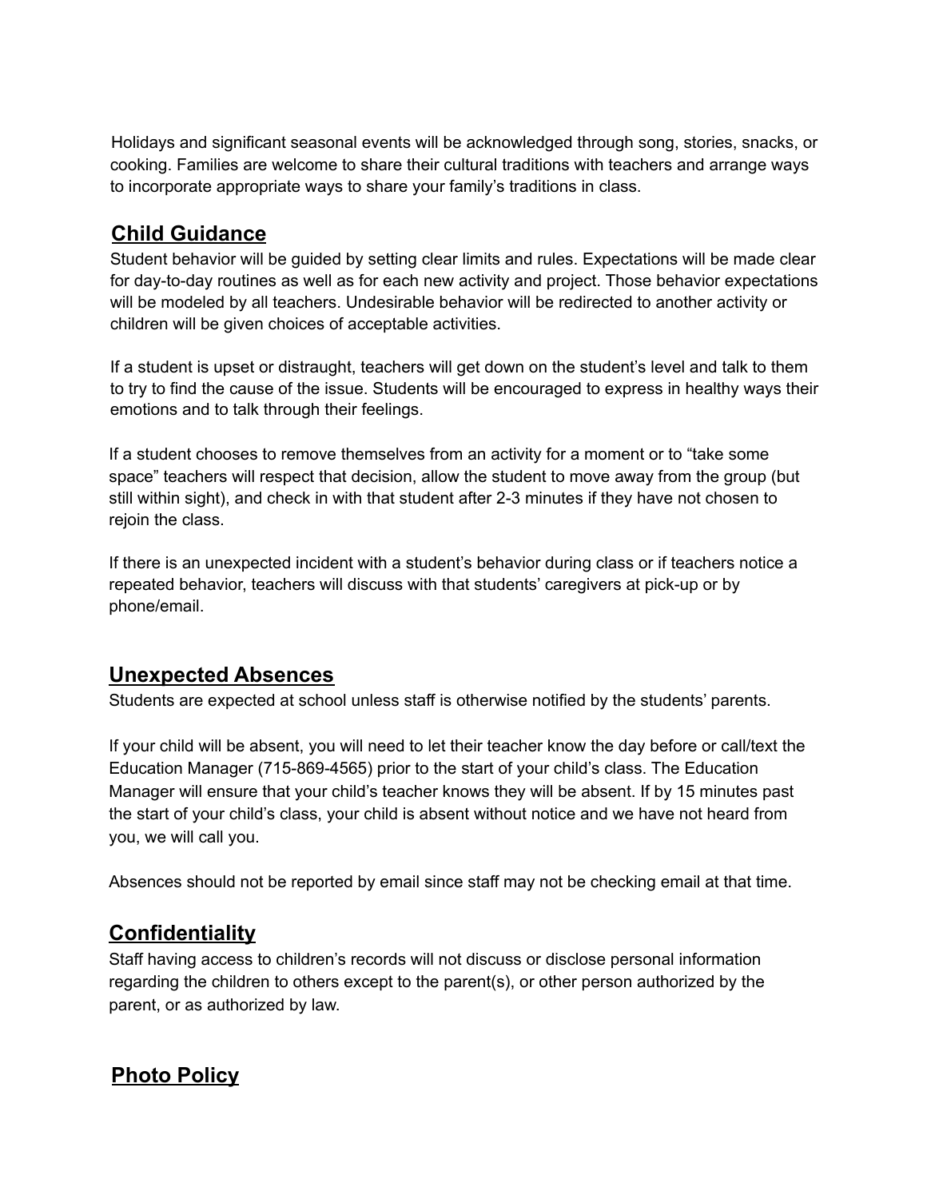Holidays and significant seasonal events will be acknowledged through song, stories, snacks, or cooking. Families are welcome to share their cultural traditions with teachers and arrange ways to incorporate appropriate ways to share your family's traditions in class.

## Child Guidance

Student behavior will be guided by setting clear limits and rules. Expectations will be made clear for day-to-day routines as well as for each new activity and project. Those behavior expectations will be modeled by all teachers. Undesirable behavior will be redirected to another activity or children will be given choices of acceptable activities.

If a student is upset or distraught, teachers will get down on the student's level and talk to them to try to find the cause of the issue. Students will be encouraged to express in healthy ways their emotions and to talk through their feelings.

If a student chooses to remove themselves from an activity for a moment or to "take some space" teachers will respect that decision, allow the student to move away from the group (but still within sight), and check in with that student after 2-3 minutes if they have not chosen to rejoin the class.

If there is an unexpected incident with a student's behavior during class or if teachers notice a repeated behavior, teachers will discuss with that students' caregivers at pick-up or by phone/email.

## Unexpected Absences

Students are expected at school unless staff is otherwise notified by the students' parents.

If your child will be absent, you will need to let their teacher know the day before or call/text the Education Manager (715-869-4565) prior to the start of your child's class. The Education Manager will ensure that your child's teacher knows they will be absent. If by 15 minutes past the start of your child's class, your child is absent without notice and we have not heard from you, we will call you.

Absences should not be reported by email since staff may not be checking email at that time.

## Confidentiality

Staff having access to children's records will not discuss or disclose personal information regarding the children to others except to the parent(s), or other person authorized by the parent, or as authorized by law.

## Photo Policy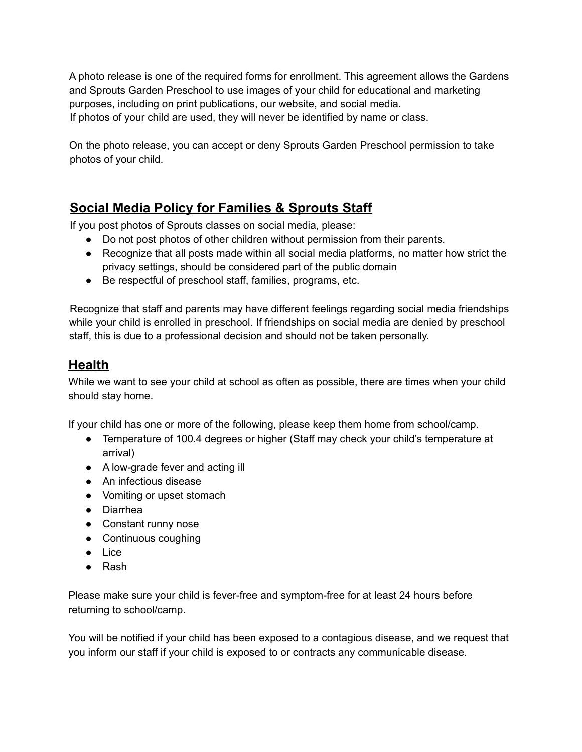A photo release is one of the required forms for enrollment. This agreement allows the Gardens and Sprouts Garden Preschool to use images of your child for educational and marketing purposes, including on print publications, our website, and social media.
If photos of your child are used, they will never be identified by name or class.

On the photo release, you can accept or deny Sprouts Garden Preschool permission to take photos of your child.

## Social Media Policy for Families & Sprouts Staff

If you post photos of Sprouts classes on social media, please:

- Do not post photos of other children without permission from their parents.
- Recognize that all posts made within all social media platforms, no matter how strict the privacy settings, should be considered part of the public domain
- Be respectful of preschool staff, families, programs, etc.

Recognize that staff and parents may have different feelings regarding social media friendships while your child is enrolled in preschool. If friendships on social media are denied by preschool staff, this is due to a professional decision and should not be taken personally.

## Health

While we want to see your child at school as often as possible, there are times when your child should stay home.

If your child has one or more of the following, please keep them home from school/camp.

- Temperature of 100.4 degrees or higher (Staff may check your child's temperature at arrival)
- A low-grade fever and acting ill
- An infectious disease
- Vomiting or upset stomach
- Diarrhea
- Constant runny nose
- Continuous coughing
- Lice
- Rash

Please make sure your child is fever-free and symptom-free for at least 24 hours before returning to school/camp.

You will be notified if your child has been exposed to a contagious disease, and we request that you inform our staff if your child is exposed to or contracts any communicable disease.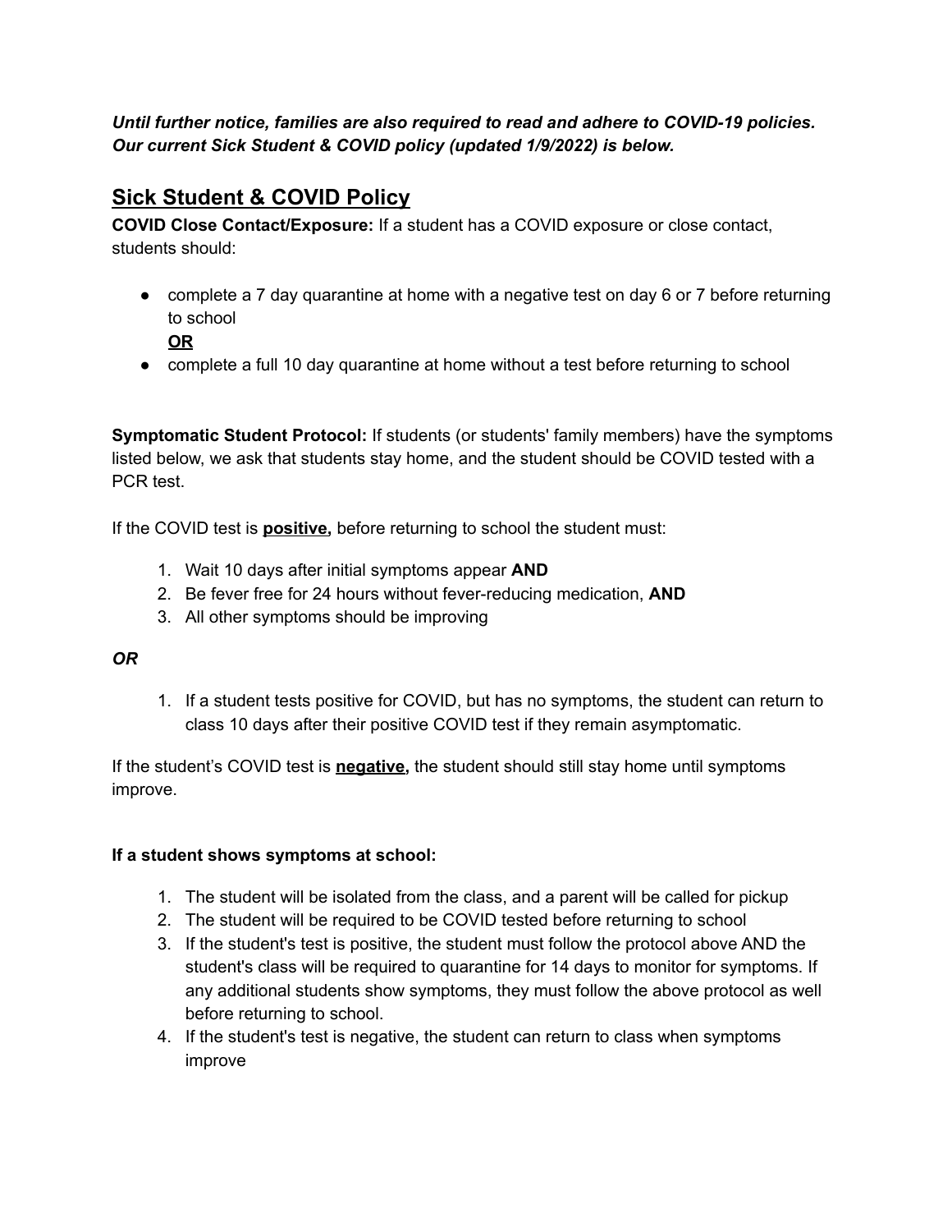***Until further notice, families are also required to read and adhere to COVID-19 policies. Our current Sick Student & COVID policy (updated 1/9/2022) is below.***

## Sick Student & COVID Policy

**COVID Close Contact/Exposure:** If a student has a COVID exposure or close contact, students should:

- complete a 7 day quarantine at home with a negative test on day 6 or 7 before returning to school
  **OR**
- complete a full 10 day quarantine at home without a test before returning to school

**Symptomatic Student Protocol:** If students (or students' family members) have the symptoms listed below, we ask that students stay home, and the student should be COVID tested with a PCR test.

If the COVID test is **positive,** before returning to school the student must:

1. Wait 10 days after initial symptoms appear **AND**
2. Be fever free for 24 hours without fever-reducing medication, **AND**
3. All other symptoms should be improving

***OR***

1. If a student tests positive for COVID, but has no symptoms, the student can return to class 10 days after their positive COVID test if they remain asymptomatic.

If the student's COVID test is **negative,** the student should still stay home until symptoms improve.

**If a student shows symptoms at school:**

1. The student will be isolated from the class, and a parent will be called for pickup
2. The student will be required to be COVID tested before returning to school
3. If the student's test is positive, the student must follow the protocol above AND the student's class will be required to quarantine for 14 days to monitor for symptoms. If any additional students show symptoms, they must follow the above protocol as well before returning to school.
4. If the student's test is negative, the student can return to class when symptoms improve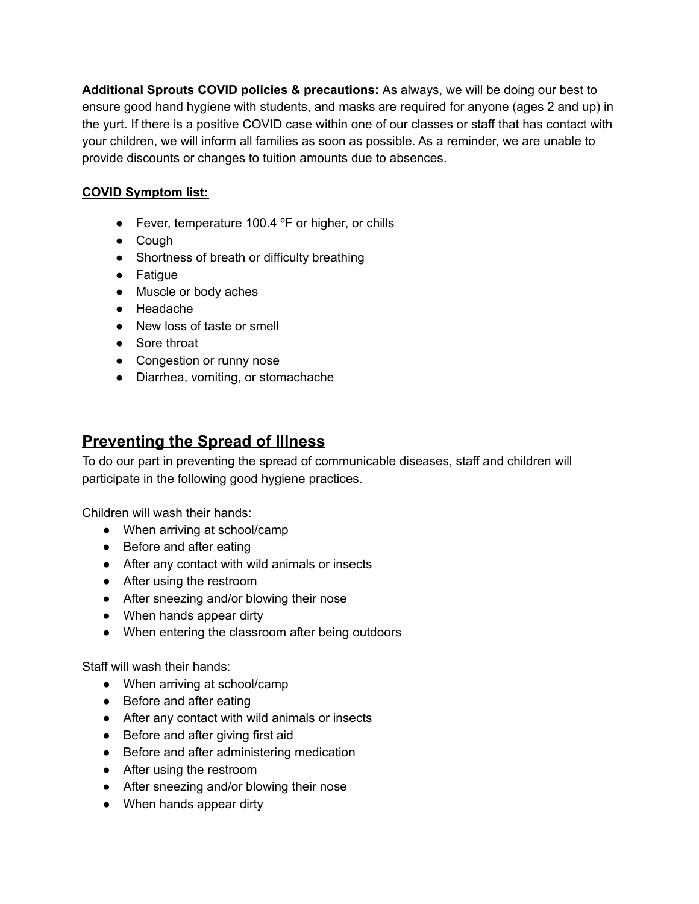**Additional Sprouts COVID policies & precautions:** As always, we will be doing our best to ensure good hand hygiene with students, and masks are required for anyone (ages 2 and up) in the yurt. If there is a positive COVID case within one of our classes or staff that has contact with your children, we will inform all families as soon as possible. As a reminder, we are unable to provide discounts or changes to tuition amounts due to absences.

**COVID Symptom list:**

- Fever, temperature 100.4 ºF or higher, or chills
- Cough
- Shortness of breath or difficulty breathing
- Fatigue
- Muscle or body aches
- Headache
- New loss of taste or smell
- Sore throat
- Congestion or runny nose
- Diarrhea, vomiting, or stomachache

## Preventing the Spread of Illness

To do our part in preventing the spread of communicable diseases, staff and children will participate in the following good hygiene practices.

Children will wash their hands:

- When arriving at school/camp
- Before and after eating
- After any contact with wild animals or insects
- After using the restroom
- After sneezing and/or blowing their nose
- When hands appear dirty
- When entering the classroom after being outdoors

Staff will wash their hands:

- When arriving at school/camp
- Before and after eating
- After any contact with wild animals or insects
- Before and after giving first aid
- Before and after administering medication
- After using the restroom
- After sneezing and/or blowing their nose
- When hands appear dirty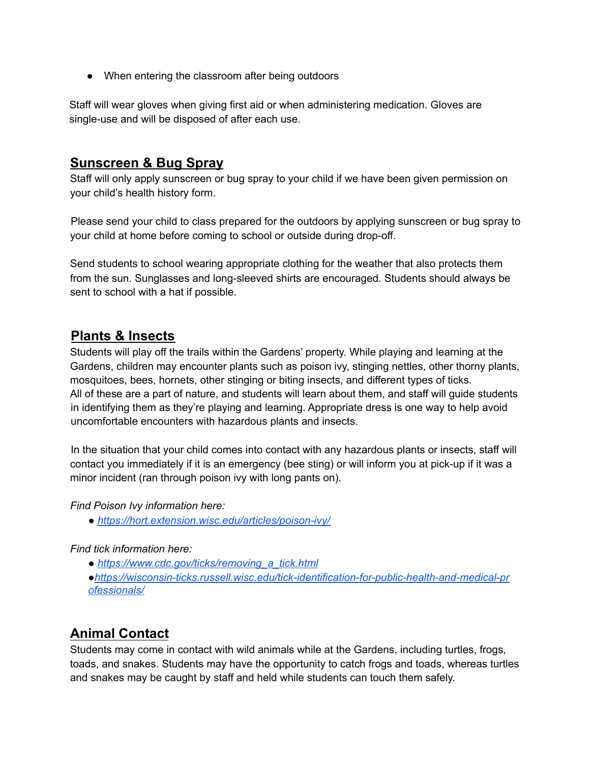- When entering the classroom after being outdoors

Staff will wear gloves when giving first aid or when administering medication. Gloves are single-use and will be disposed of after each use.

## Sunscreen & Bug Spray

Staff will only apply sunscreen or bug spray to your child if we have been given permission on your child's health history form.

Please send your child to class prepared for the outdoors by applying sunscreen or bug spray to your child at home before coming to school or outside during drop-off.

Send students to school wearing appropriate clothing for the weather that also protects them from the sun. Sunglasses and long-sleeved shirts are encouraged. Students should always be sent to school with a hat if possible.

## Plants & Insects

Students will play off the trails within the Gardens' property. While playing and learning at the Gardens, children may encounter plants such as poison ivy, stinging nettles, other thorny plants, mosquitoes, bees, hornets, other stinging or biting insects, and different types of ticks. All of these are a part of nature, and students will learn about them, and staff will guide students in identifying them as they're playing and learning. Appropriate dress is one way to help avoid uncomfortable encounters with hazardous plants and insects.

In the situation that your child comes into contact with any hazardous plants or insects, staff will contact you immediately if it is an emergency (bee sting) or will inform you at pick-up if it was a minor incident (ran through poison ivy with long pants on).

*Find Poison Ivy information here:*

- *https://hort.extension.wisc.edu/articles/poison-ivy/*

*Find tick information here:*

- *https://www.cdc.gov/ticks/removing_a_tick.html*
- *https://wisconsin-ticks.russell.wisc.edu/tick-identification-for-public-health-and-medical-professionals/*

## Animal Contact

Students may come in contact with wild animals while at the Gardens, including turtles, frogs, toads, and snakes. Students may have the opportunity to catch frogs and toads, whereas turtles and snakes may be caught by staff and held while students can touch them safely.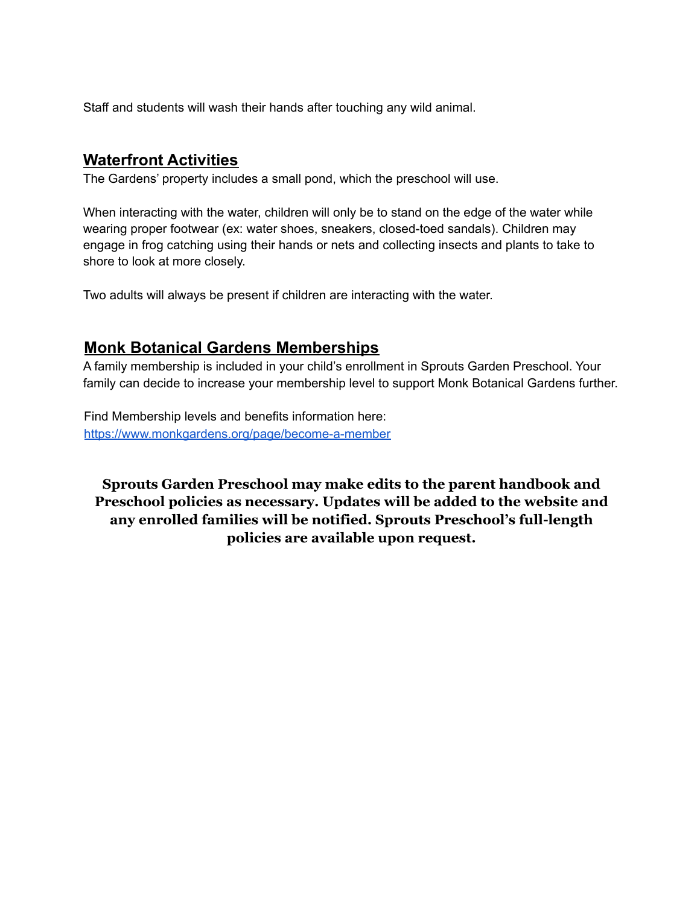Staff and students will wash their hands after touching any wild animal.

## **Waterfront Activities**

The Gardens' property includes a small pond, which the preschool will use.

When interacting with the water, children will only be to stand on the edge of the water while wearing proper footwear (ex: water shoes, sneakers, closed-toed sandals). Children may engage in frog catching using their hands or nets and collecting insects and plants to take to shore to look at more closely.

Two adults will always be present if children are interacting with the water.

## **Monk Botanical Gardens Memberships**

A family membership is included in your child's enrollment in Sprouts Garden Preschool. Your family can decide to increase your membership level to support Monk Botanical Gardens further.

Find Membership levels and benefits information here:
https://www.monkgardens.org/page/become-a-member

**Sprouts Garden Preschool may make edits to the parent handbook and Preschool policies as necessary. Updates will be added to the website and any enrolled families will be notified. Sprouts Preschool's full-length policies are available upon request.**